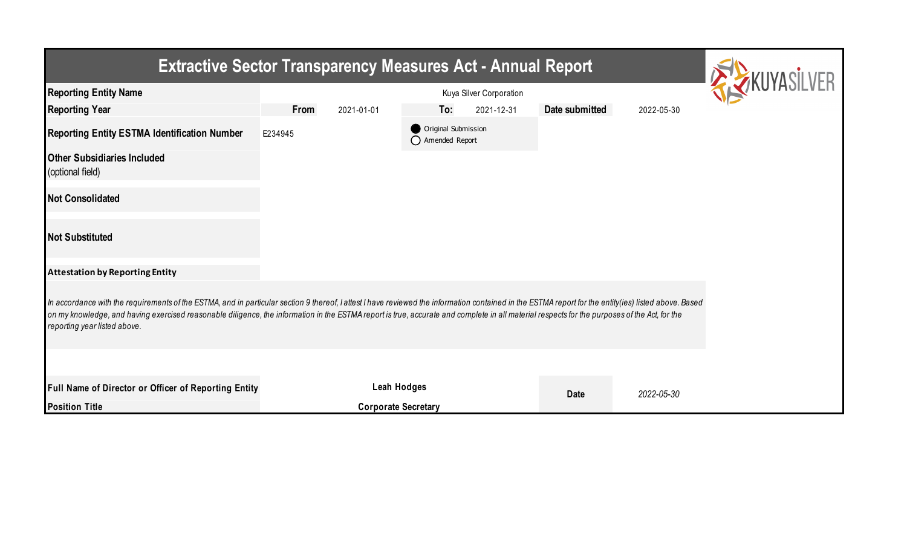# Extractive Sector Transparency Measures Act - Annual Report

| | | | | | | |
|---|---|---|---|---|---|---|
| **Reporting Entity Name** | Kuya Silver Corporation | | | | | |
| **Reporting Year** | **From** | 2021-01-01 | **To:** | 2021-12-31 | **Date submitted** | 2022-05-30 |
| **Reporting Entity ESTMA Identification Number** | E234945 | | ● Original Submission<br>○ Amended Report | | | |
| **Other Subsidiaries Included** (optional field) | | | | | | |
| **Not Consolidated** | | | | | | |
| **Not Substituted** | | | | | | |

**Attestation by Reporting Entity**

*In accordance with the requirements of the ESTMA, and in particular section 9 thereof, I attest I have reviewed the information contained in the ESTMA report for the entity(ies) listed above. Based on my knowledge, and having exercised reasonable diligence, the information in the ESTMA report is true, accurate and complete in all material respects for the purposes of the Act, for the reporting year listed above.*

| | | | |
|---|---|---|---|
| **Full Name of Director or Officer of Reporting Entity** | **Leah Hodges** | **Date** | *2022-05-30* |
| **Position Title** | **Corporate Secretary** | | |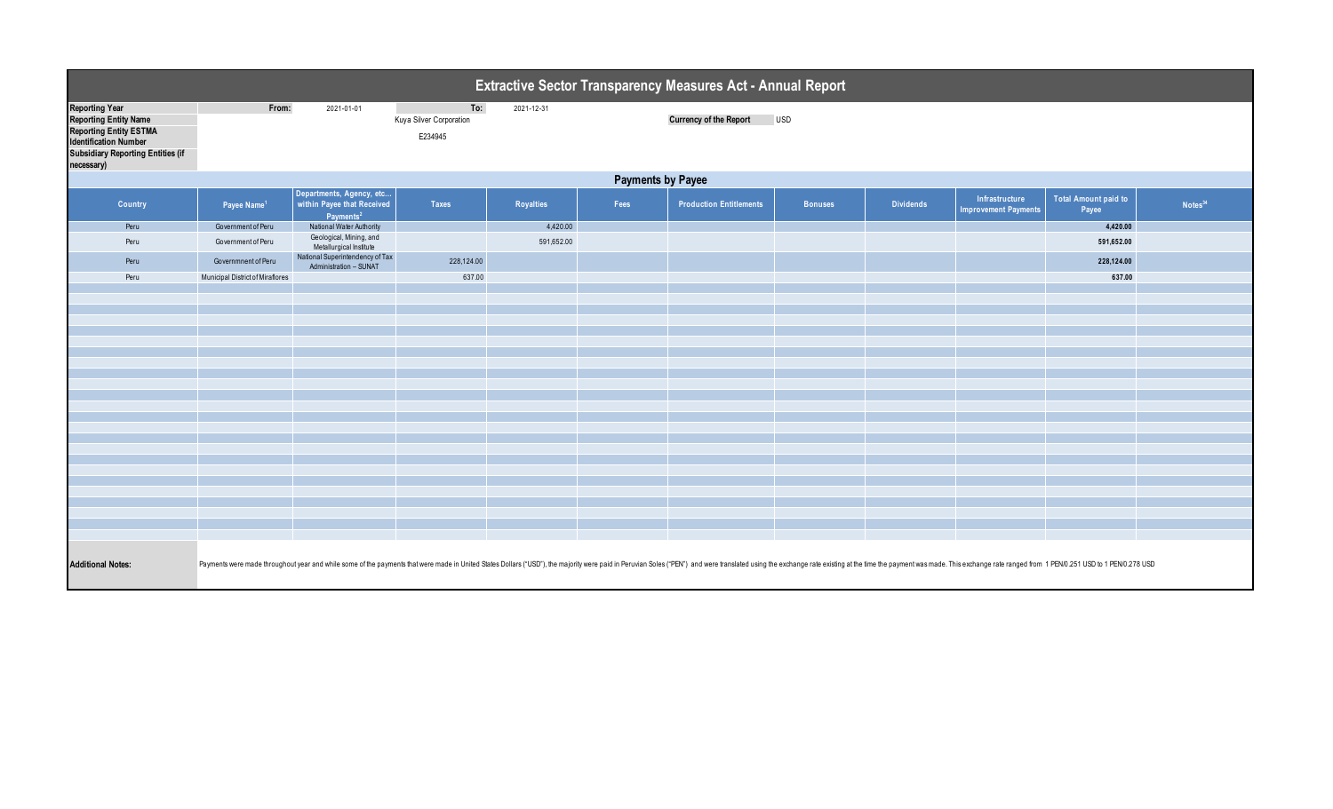# Extractive Sector Transparency Measures Act - Annual Report

| | | | |
|---|---|---|---|
| **Reporting Year** | From: 2021-01-01 | To: 2021-12-31 | |
| **Reporting Entity Name** | Kuya Silver Corporation | | **Currency of the Report** USD |
| **Reporting Entity ESTMA Identification Number** | E234945 | | |
| **Subsidiary Reporting Entities (if necessary)** | | | |

## Payments by Payee

| Country | Payee Name[1] | Departments, Agency, etc... within Payee that Received Payments[2] | Taxes | Royalties | Fees | Production Entitlements | Bonuses | Dividends | Infrastructure Improvement Payments | Total Amount paid to Payee | Notes[34] |
|---|---|---|---|---|---|---|---|---|---|---|---|
| Peru | Government of Peru | National Water Authority | | 4,420.00 | | | | | | **4,420.00** | |
| Peru | Government of Peru | Geological, Mining, and Metallurgical Institute | | 591,652.00 | | | | | | **591,652.00** | |
| Peru | Governmnent of Peru | National Superintendency of Tax Administration – SUNAT | 228,124.00 | | | | | | | **228,124.00** | |
| Peru | Municipal District of Miraflores | | 637.00 | | | | | | | **637.00** | |

**Additional Notes:** Payments were made throughout year and while some of the payments that were made in United States Dollars ("USD"), the majority were paid in Peruvian Soles ("PEN") and were translated using the exchange rate existing at the time the payment was made. This exchange rate ranged from 1 PEN/0.251 USD to 1 PEN/0.278 USD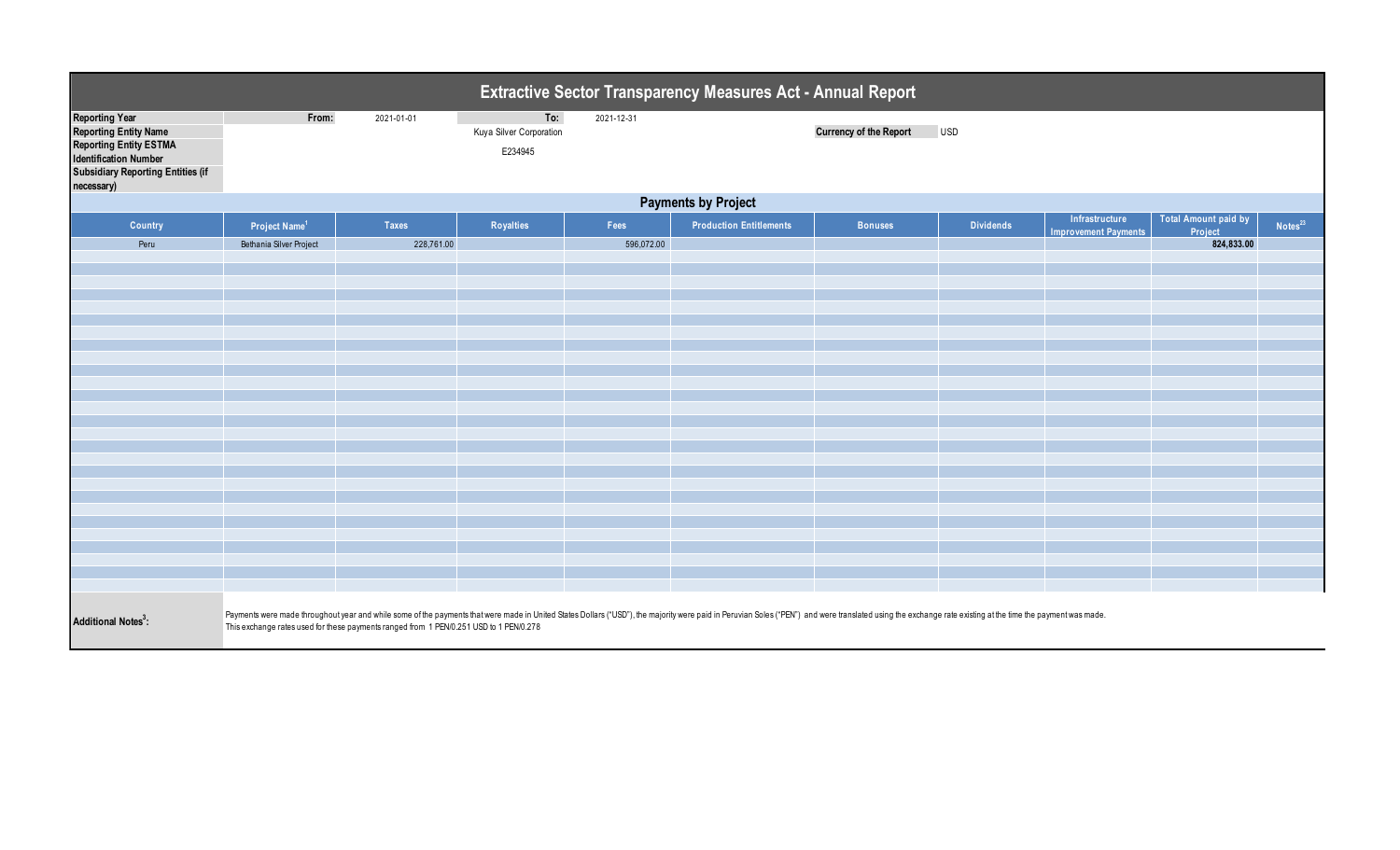# Extractive Sector Transparency Measures Act - Annual Report

| | | | | | |
|---|---|---|---|---|---|
| **Reporting Year** | From: | 2021-01-01 | To: | 2021-12-31 | |
| **Reporting Entity Name** | | | Kuya Silver Corporation | | **Currency of the Report** USD |
| **Reporting Entity ESTMA Identification Number** | | | E234945 | | |
| **Subsidiary Reporting Entities (if necessary)** | | | | | |

## Payments by Project

| Country | Project Name[1] | Taxes | Royalties | Fees | Production Entitlements | Bonuses | Dividends | Infrastructure Improvement Payments | Total Amount paid by Project | Notes[23] |
|---|---|---|---|---|---|---|---|---|---|---|
| Peru | Bethania Silver Project | 228,761.00 | | 596,072.00 | | | | | **824,833.00** | |

**Additional Notes[3]:**

Payments were made throughout year and while some of the payments that were made in United States Dollars ("USD"), the majority were paid in Peruvian Soles ("PEN") and were translated using the exchange rate existing at the time the payment was made. This exchange rates used for these payments ranged from 1 PEN/0.251 USD to 1 PEN/0.278